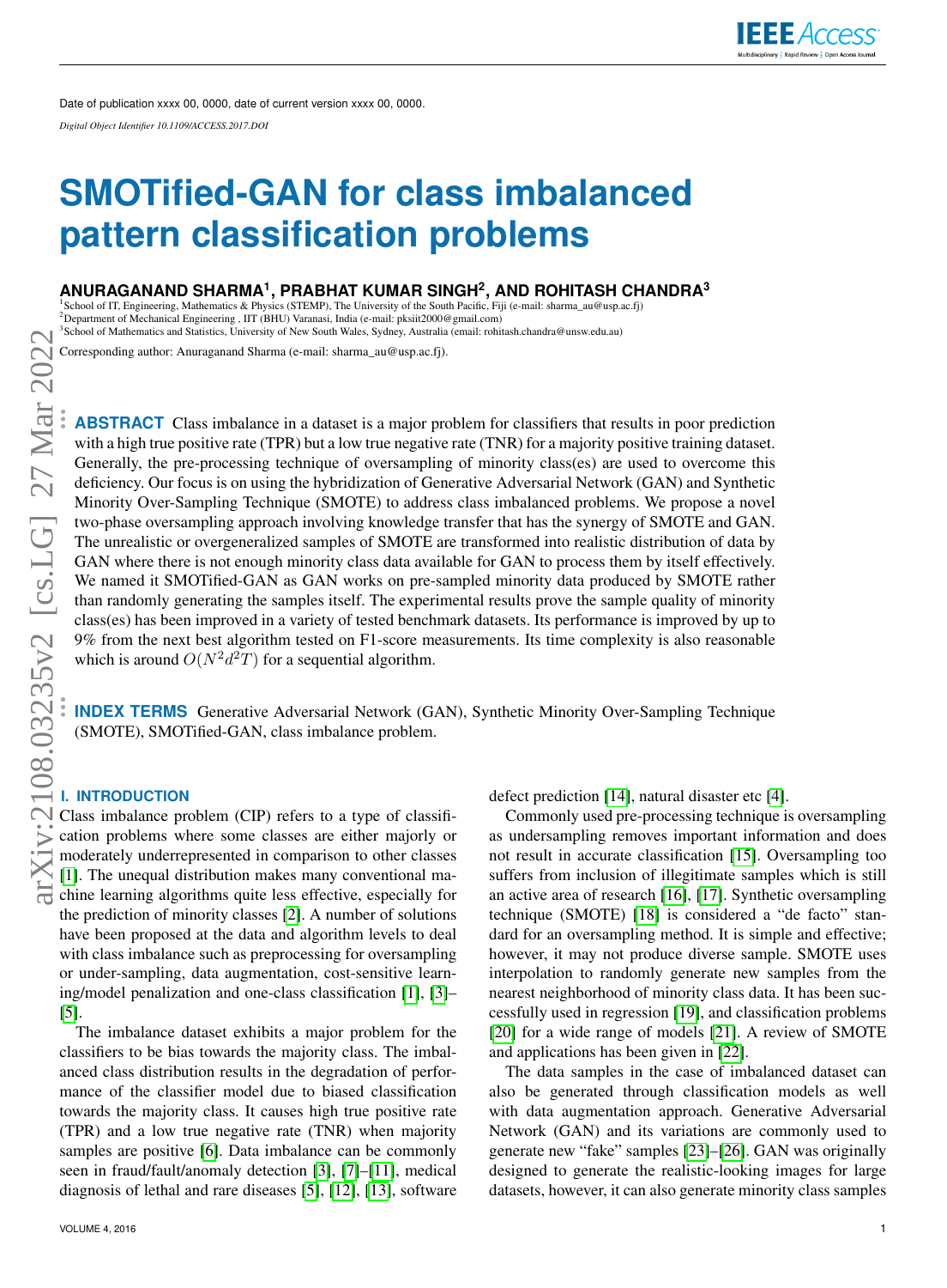Date of publication xxxx 00, 0000, date of current version xxxx 00, 0000.

*Digital Object Identifier 10.1109/ACCESS.2017.DOI*

# SMOTified-GAN for class imbalanced pattern classification problems

**ANURAGANAND SHARMA[1], PRABHAT KUMAR SINGH[2], AND ROHITASH CHANDRA[3]**

[1]School of IT, Engineering, Mathematics & Physics (STEMP), The University of the South Pacific, Fiji (e-mail: sharma_au@usp.ac.fj)
[2]Department of Mechanical Engineering , IIT (BHU) Varanasi, India (e-mail: pksiit2000@gmail.com)
[3]School of Mathematics and Statistics, University of New South Wales, Sydney, Australia (email: rohitash.chandra@unsw.edu.au)

Corresponding author: Anuraganand Sharma (e-mail: sharma_au@usp.ac.fj).

**ABSTRACT** Class imbalance in a dataset is a major problem for classifiers that results in poor prediction with a high true positive rate (TPR) but a low true negative rate (TNR) for a majority positive training dataset. Generally, the pre-processing technique of oversampling of minority class(es) are used to overcome this deficiency. Our focus is on using the hybridization of Generative Adversarial Network (GAN) and Synthetic Minority Over-Sampling Technique (SMOTE) to address class imbalanced problems. We propose a novel two-phase oversampling approach involving knowledge transfer that has the synergy of SMOTE and GAN. The unrealistic or overgeneralized samples of SMOTE are transformed into realistic distribution of data by GAN where there is not enough minority class data available for GAN to process them by itself effectively. We named it SMOTified-GAN as GAN works on pre-sampled minority data produced by SMOTE rather than randomly generating the samples itself. The experimental results prove the sample quality of minority class(es) has been improved in a variety of tested benchmark datasets. Its performance is improved by up to 9% from the next best algorithm tested on F1-score measurements. Its time complexity is also reasonable which is around $O(N^2d^2T)$ for a sequential algorithm.

**INDEX TERMS** Generative Adversarial Network (GAN), Synthetic Minority Over-Sampling Technique (SMOTE), SMOTified-GAN, class imbalance problem.

## I. INTRODUCTION

Class imbalance problem (CIP) refers to a type of classification problems where some classes are either majorly or moderately underrepresented in comparison to other classes [1]. The unequal distribution makes many conventional machine learning algorithms quite less effective, especially for the prediction of minority classes [2]. A number of solutions have been proposed at the data and algorithm levels to deal with class imbalance such as preprocessing for oversampling or under-sampling, data augmentation, cost-sensitive learning/model penalization and one-class classification [1], [3]–[5].

The imbalance dataset exhibits a major problem for the classifiers to be bias towards the majority class. The imbalanced class distribution results in the degradation of performance of the classifier model due to biased classification towards the majority class. It causes high true positive rate (TPR) and a low true negative rate (TNR) when majority samples are positive [6]. Data imbalance can be commonly seen in fraud/fault/anomaly detection [3], [7]–[11], medical diagnosis of lethal and rare diseases [5], [12], [13], software defect prediction [14], natural disaster etc [4].

Commonly used pre-processing technique is oversampling as undersampling removes important information and does not result in accurate classification [15]. Oversampling too suffers from inclusion of illegitimate samples which is still an active area of research [16], [17]. Synthetic oversampling technique (SMOTE) [18] is considered a "de facto" standard for an oversampling method. It is simple and effective; however, it may not produce diverse sample. SMOTE uses interpolation to randomly generate new samples from the nearest neighborhood of minority class data. It has been successfully used in regression [19], and classification problems [20] for a wide range of models [21]. A review of SMOTE and applications has been given in [22].

The data samples in the case of imbalanced dataset can also be generated through classification models as well with data augmentation approach. Generative Adversarial Network (GAN) and its variations are commonly used to generate new "fake" samples [23]–[26]. GAN was originally designed to generate the realistic-looking images for large datasets, however, it can also generate minority class samples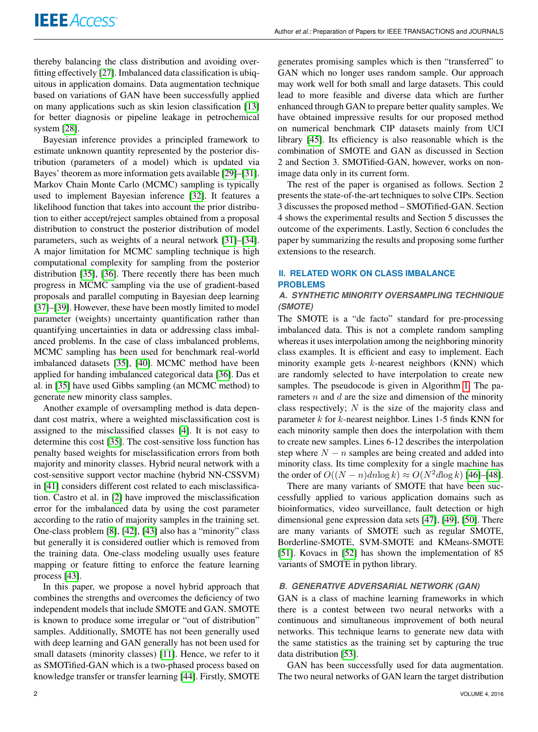thereby balancing the class distribution and avoiding overfitting effectively [27]. Imbalanced data classification is ubiquitous in application domains. Data augmentation technique based on variations of GAN have been successfully applied on many applications such as skin lesion classification [13] for better diagnosis or pipeline leakage in petrochemical system [28].

Bayesian inference provides a principled framework to estimate unknown quantity represented by the posterior distribution (parameters of a model) which is updated via Bayes' theorem as more information gets available [29]–[31]. Markov Chain Monte Carlo (MCMC) sampling is typically used to implement Bayesian inference [32]. It features a likelihood function that takes into account the prior distribution to either accept/reject samples obtained from a proposal distribution to construct the posterior distribution of model parameters, such as weights of a neural network [31]–[34]. A major limitation for MCMC sampling technique is high computational complexity for sampling from the posterior distribution [35], [36]. There recently there has been much progress in MCMC sampling via the use of gradient-based proposals and parallel computing in Bayesian deep learning [37]–[39]. However, these have been mostly limited to model parameter (weights) uncertainty quantification rather than quantifying uncertainties in data or addressing class imbalanced problems. In the case of class imbalanced problems, MCMC sampling has been used for benchmark real-world imbalanced datasets [35], [40]. MCMC method have been applied for handing imbalanced categorical data [36]. Das et al. in [35] have used Gibbs sampling (an MCMC method) to generate new minority class samples.

Another example of oversampling method is data dependant cost matrix, where a weighted misclassification cost is assigned to the misclassified classes [4]. It is not easy to determine this cost [35]. The cost-sensitive loss function has penalty based weights for misclassification errors from both majority and minority classes. Hybrid neural network with a cost-sensitive support vector machine (hybrid NN-CSSVM) in [41] considers different cost related to each misclassification. Castro et al. in [2] have improved the misclassification error for the imbalanced data by using the cost parameter according to the ratio of majority samples in the training set. One-class problem [8], [42], [43] also has a "minority" class but generally it is considered outlier which is removed from the training data. One-class modeling usually uses feature mapping or feature fitting to enforce the feature learning process [43].

In this paper, we propose a novel hybrid approach that combines the strengths and overcomes the deficiency of two independent models that include SMOTE and GAN. SMOTE is known to produce some irregular or "out of distribution" samples. Additionally, SMOTE has not been generally used with deep learning and GAN generally has not been used for small datasets (minority classes) [11]. Hence, we refer to it as SMOTified-GAN which is a two-phased process based on knowledge transfer or transfer learning [44]. Firstly, SMOTE generates promising samples which is then "transferred" to GAN which no longer uses random sample. Our approach may work well for both small and large datasets. This could lead to more feasible and diverse data which are further enhanced through GAN to prepare better quality samples. We have obtained impressive results for our proposed method on numerical benchmark CIP datasets mainly from UCI library [45]. Its efficiency is also reasonable which is the combination of SMOTE and GAN as discussed in Section 2 and Section 3. SMOTified-GAN, however, works on non-image data only in its current form.

The rest of the paper is organised as follows. Section 2 presents the state-of-the-art techniques to solve CIPs. Section 3 discusses the proposed method – SMOTified-GAN. Section 4 shows the experimental results and Section 5 discusses the outcome of the experiments. Lastly, Section 6 concludes the paper by summarizing the results and proposing some further extensions to the research.

## II. RELATED WORK ON CLASS IMBALANCE PROBLEMS

### A. SYNTHETIC MINORITY OVERSAMPLING TECHNIQUE (SMOTE)

The SMOTE is a "de facto" standard for pre-processing imbalanced data. This is not a complete random sampling whereas it uses interpolation among the neighboring minority class examples. It is efficient and easy to implement. Each minority example gets $k$-nearest neighbors (KNN) which are randomly selected to have interpolation to create new samples. The pseudocode is given in Algorithm 1. The parameters $n$ and $d$ are the size and dimension of the minority class respectively; $N$ is the size of the majority class and parameter $k$ for $k$-nearest neighbor. Lines 1-5 finds KNN for each minority sample then does the interpolation with them to create new samples. Lines 6-12 describes the interpolation step where $N - n$ samples are being created and added into minority class. Its time complexity for a single machine has the order of $O((N - n)dn\log k) \approx O(N^2 d\log k)$ [46]–[48].

There are many variants of SMOTE that have been successfully applied to various application domains such as bioinformatics, video surveillance, fault detection or high dimensional gene expression data sets [47], [49], [50]. There are many variants of SMOTE such as regular SMOTE, Borderline-SMOTE, SVM-SMOTE and KMeans-SMOTE [51]. Kovacs in [52] has shown the implementation of 85 variants of SMOTE in python library.

### B. GENERATIVE ADVERSARIAL NETWORK (GAN)

GAN is a class of machine learning frameworks in which there is a contest between two neural networks with a continuous and simultaneous improvement of both neural networks. This technique learns to generate new data with the same statistics as the training set by capturing the true data distribution [53].

GAN has been successfully used for data augmentation. The two neural networks of GAN learn the target distribution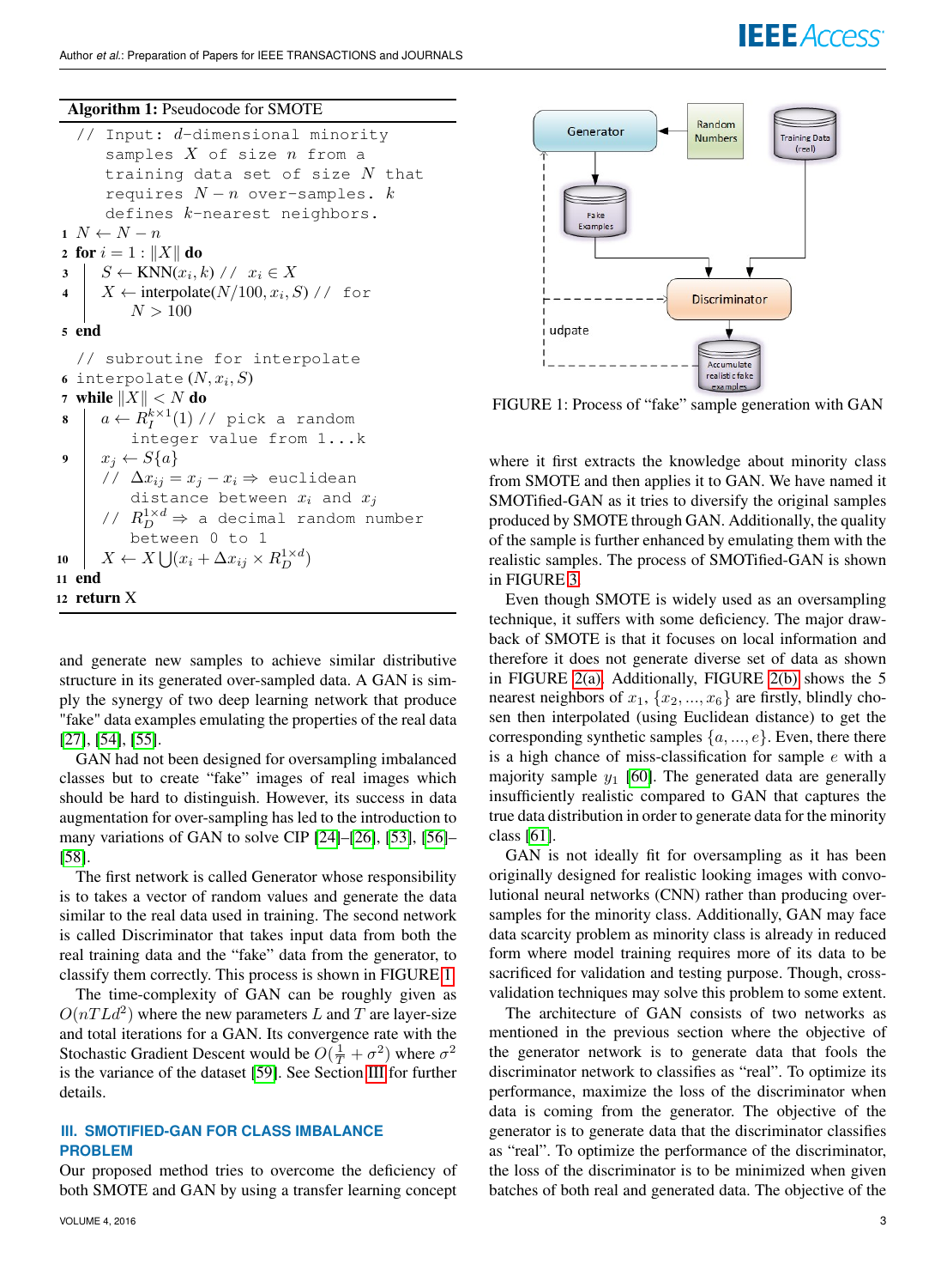**Algorithm 1:** Pseudocode for SMOTE

```
// Input: d-dimensional minority
   samples X of size n from a
   training data set of size N that
   requires N − n over-samples. k
   defines k-nearest neighbors.
1  N ← N − n
2  for i = 1 : ||X|| do
3  |  S ← KNN(x_i, k) //  x_i ∈ X
4  |  X ← interpolate(N/100, x_i, S) // for
   |     N > 100
5  end
   // subroutine for interpolate
6  interpolate (N, x_i, S)
7  while ||X|| < N do
8  |  a ← R_I^{k×1}(1) // pick a random
   |     integer value from 1...k
9  |  x_j ← S{a}
   |  // Δx_ij = x_j − x_i ⇒ euclidean
   |     distance between x_i and x_j
   |  // R_D^{1×d} ⇒ a decimal random number
   |     between 0 to 1
10 |  X ← X ⋃(x_i + Δx_ij × R_D^{1×d})
11 end
12 return X
```

and generate new samples to achieve similar distributive structure in its generated over-sampled data. A GAN is simply the synergy of two deep learning network that produce "fake" data examples emulating the properties of the real data [27], [54], [55].

GAN had not been designed for oversampling imbalanced classes but to create “fake” images of real images which should be hard to distinguish. However, its success in data augmentation for over-sampling has led to the introduction to many variations of GAN to solve CIP [24]–[26], [53], [56]–[58].

The first network is called Generator whose responsibility is to takes a vector of random values and generate the data similar to the real data used in training. The second network is called Discriminator that takes input data from both the real training data and the “fake” data from the generator, to classify them correctly. This process is shown in FIGURE 1.

The time-complexity of GAN can be roughly given as $O(nTLd^2)$ where the new parameters $L$ and $T$ are layer-size and total iterations for a GAN. Its convergence rate with the Stochastic Gradient Descent would be $O(\frac{1}{T} + \sigma^2)$ where $\sigma^2$ is the variance of the dataset [59]. See Section III for further details.

FIGURE 1: Process of “fake” sample generation with GAN

## III. SMOTIFIED-GAN FOR CLASS IMBALANCE PROBLEM

Our proposed method tries to overcome the deficiency of both SMOTE and GAN by using a transfer learning concept where it first extracts the knowledge about minority class from SMOTE and then applies it to GAN. We have named it SMOTified-GAN as it tries to diversify the original samples produced by SMOTE through GAN. Additionally, the quality of the sample is further enhanced by emulating them with the realistic samples. The process of SMOTified-GAN is shown in FIGURE 3.

Even though SMOTE is widely used as an oversampling technique, it suffers with some deficiency. The major drawback of SMOTE is that it focuses on local information and therefore it does not generate diverse set of data as shown in FIGURE 2(a). Additionally, FIGURE 2(b) shows the 5 nearest neighbors of $x_1$, $\{x_2, ..., x_6\}$ are firstly, blindly chosen then interpolated (using Euclidean distance) to get the corresponding synthetic samples $\{a, ..., e\}$. Even, there there is a high chance of miss-classification for sample $e$ with a majority sample $y_1$ [60]. The generated data are generally insufficiently realistic compared to GAN that captures the true data distribution in order to generate data for the minority class [61].

GAN is not ideally fit for oversampling as it has been originally designed for realistic looking images with convolutional neural networks (CNN) rather than producing over-samples for the minority class. Additionally, GAN may face data scarcity problem as minority class is already in reduced form where model training requires more of its data to be sacrificed for validation and testing purpose. Though, cross-validation techniques may solve this problem to some extent.

The architecture of GAN consists of two networks as mentioned in the previous section where the objective of the generator network is to generate data that fools the discriminator network to classifies as “real”. To optimize its performance, maximize the loss of the discriminator when data is coming from the generator. The objective of the generator is to generate data that the discriminator classifies as “real”. To optimize the performance of the discriminator, the loss of the discriminator is to be minimized when given batches of both real and generated data. The objective of the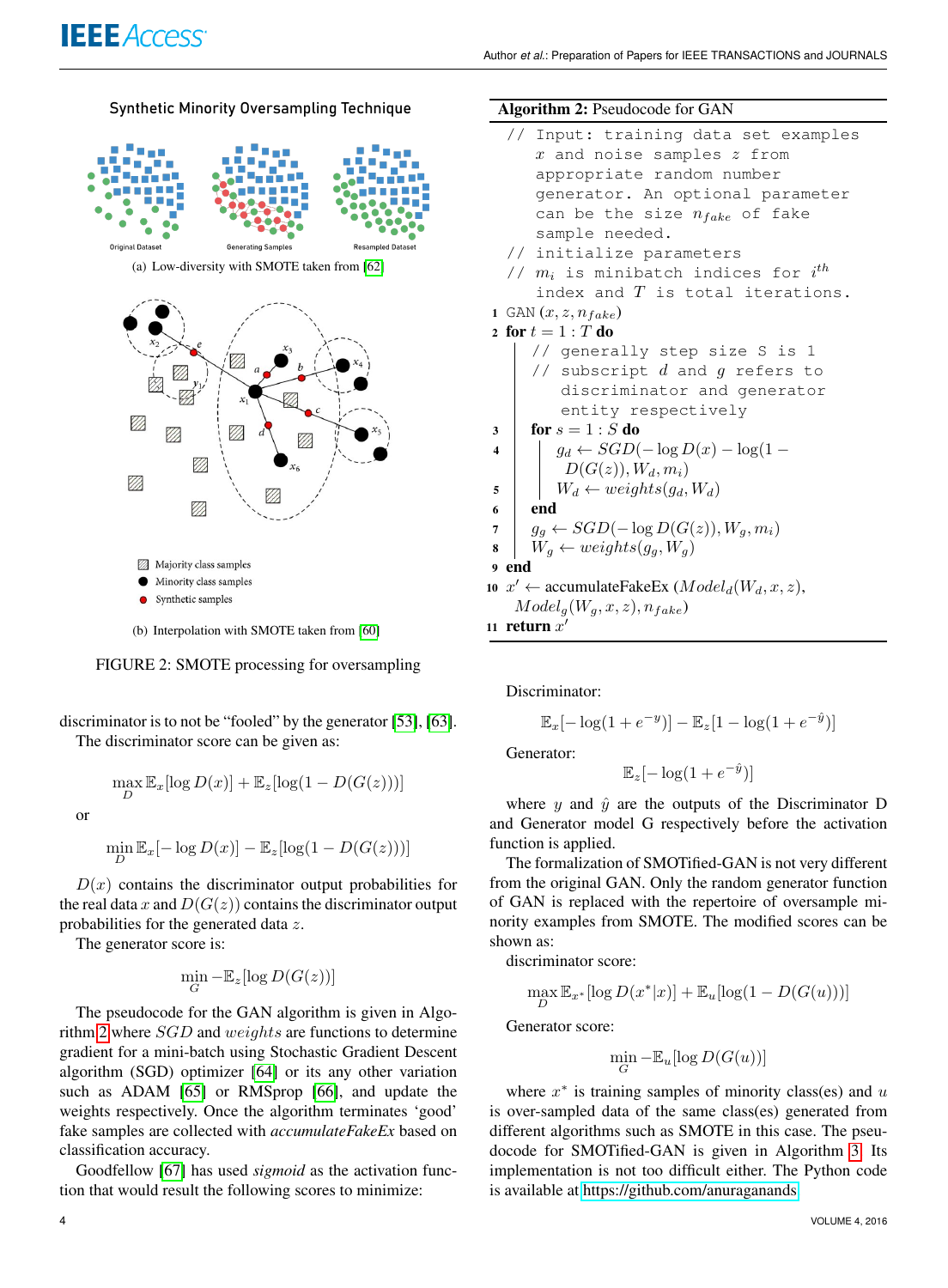Synthetic Minority Oversampling Technique

(a) Low-diversity with SMOTE taken from [62]

(b) Interpolation with SMOTE taken from [60]

FIGURE 2: SMOTE processing for oversampling

discriminator is to not be "fooled" by the generator [53], [63].

The discriminator score can be given as:

$$\max_{D} \mathbb{E}_x[\log D(x)] + \mathbb{E}_z[\log(1 - D(G(z)))]$$

or

$$\min_{D} \mathbb{E}_x[-\log D(x)] - \mathbb{E}_z[\log(1 - D(G(z)))]$$

$D(x)$ contains the discriminator output probabilities for the real data $x$ and $D(G(z))$ contains the discriminator output probabilities for the generated data $z$.

The generator score is:

$$\min_{G} -\mathbb{E}_z[\log D(G(z))]$$

The pseudocode for the GAN algorithm is given in Algorithm 2 where $SGD$ and $weights$ are functions to determine gradient for a mini-batch using Stochastic Gradient Descent algorithm (SGD) optimizer [64] or its any other variation such as ADAM [65] or RMSprop [66], and update the weights respectively. Once the algorithm terminates 'good' fake samples are collected with *accumulateFakeEx* based on classification accuracy.

Goodfellow [67] has used *sigmoid* as the activation function that would result the following scores to minimize:

**Algorithm 2:** Pseudocode for GAN

```
// Input: training data set examples
   x and noise samples z from
   appropriate random number
   generator. An optional parameter
   can be the size n_fake of fake
   sample needed.
// initialize parameters
// m_i is minibatch indices for i^th
   index and T is total iterations.
1  GAN (x, z, n_fake)
2  for t = 1 : T do
      // generally step size S is 1
      // subscript d and g refers to
         discriminator and generator
         entity respectively
3     for s = 1 : S do
4        g_d ← SGD(−log D(x) − log(1 −
           D(G(z)), W_d, m_i)
5        W_d ← weights(g_d, W_d)
6     end
7     g_g ← SGD(−log D(G(z)), W_g, m_i)
8     W_g ← weights(g_g, W_g)
9  end
10 x' ← accumulateFakeEx (Model_d(W_d, x, z),
     Model_g(W_g, x, z), n_fake)
11 return x'
```

Discriminator:

$$\mathbb{E}_x[-\log(1 + e^{-y})] - \mathbb{E}_z[1 - \log(1 + e^{-\hat{y}})]$$

Generator:

$$\mathbb{E}_z[-\log(1 + e^{-\hat{y}})]$$

where $y$ and $\hat{y}$ are the outputs of the Discriminator D and Generator model G respectively before the activation function is applied.

The formalization of SMOTified-GAN is not very different from the original GAN. Only the random generator function of GAN is replaced with the repertoire of oversample minority examples from SMOTE. The modified scores can be shown as:

discriminator score:

$$\max_{D} \mathbb{E}_{x^*}[\log D(x^*|x)] + \mathbb{E}_u[\log(1 - D(G(u)))]$$

Generator score:

$$\min_{G} -\mathbb{E}_u[\log D(G(u))]$$

where $x^*$ is training samples of minority class(es) and $u$ is over-sampled data of the same class(es) generated from different algorithms such as SMOTE in this case. The pseudocode for SMOTified-GAN is given in Algorithm 3. Its implementation is not too difficult either. The Python code is available at https://github.com/anuraganands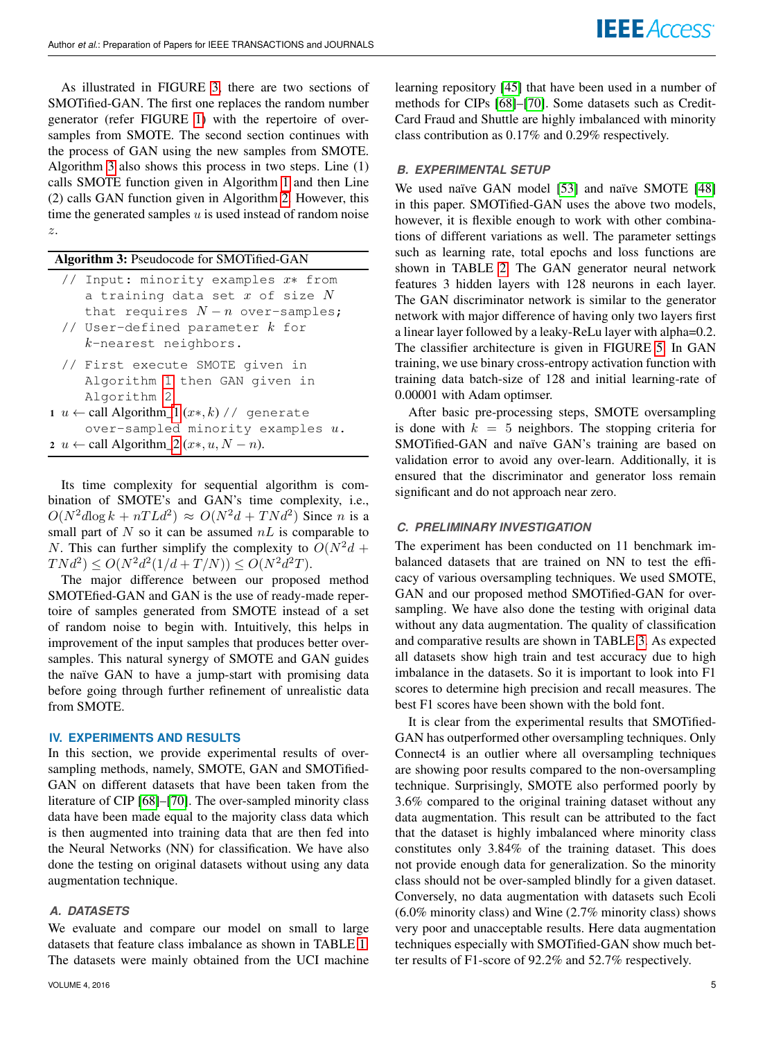As illustrated in FIGURE 3, there are two sections of SMOTified-GAN. The first one replaces the random number generator (refer FIGURE 1) with the repertoire of over-samples from SMOTE. The second section continues with the process of GAN using the new samples from SMOTE. Algorithm 3 also shows this process in two steps. Line (1) calls SMOTE function given in Algorithm 1 and then Line (2) calls GAN function given in Algorithm 2. However, this time the generated samples $u$ is used instead of random noise $z$.

**Algorithm 3:** Pseudocode for SMOTified-GAN

```
// Input: minority examples x* from
   a training data set x of size N
   that requires N − n over-samples;
// User-defined parameter k for
   k-nearest neighbors.
// First execute SMOTE given in
   Algorithm 1 then GAN given in
   Algorithm 2
1 u ← call Algorithm_1(x*, k) // generate
   over-sampled minority examples u.
2 u ← call Algorithm_2(x*, u, N − n).
```

Its time complexity for sequential algorithm is combination of SMOTE's and GAN's time complexity, i.e., $O(N^2 d \log k + nTLd^2) \approx O(N^2 d + TNd^2)$ Since $n$ is a small part of $N$ so it can be assumed $nL$ is comparable to $N$. This can further simplify the complexity to $O(N^2 d + TNd^2) \leq O(N^2 d^2(1/d + T/N)) \leq O(N^2 d^2 T)$.

The major difference between our proposed method SMOTEfied-GAN and GAN is the use of ready-made repertoire of samples generated from SMOTE instead of a set of random noise to begin with. Intuitively, this helps in improvement of the input samples that produces better over-samples. This natural synergy of SMOTE and GAN guides the naïve GAN to have a jump-start with promising data before going through further refinement of unrealistic data from SMOTE.

## IV. EXPERIMENTS AND RESULTS

In this section, we provide experimental results of over-sampling methods, namely, SMOTE, GAN and SMOTified-GAN on different datasets that have been taken from the literature of CIP [68]–[70]. The over-sampled minority class data have been made equal to the majority class data which is then augmented into training data that are then fed into the Neural Networks (NN) for classification. We have also done the testing on original datasets without using any data augmentation technique.

### A. DATASETS

We evaluate and compare our model on small to large datasets that feature class imbalance as shown in TABLE 1. The datasets were mainly obtained from the UCI machine learning repository [45] that have been used in a number of methods for CIPs [68]–[70]. Some datasets such as Credit-Card Fraud and Shuttle are highly imbalanced with minority class contribution as 0.17% and 0.29% respectively.

### B. EXPERIMENTAL SETUP

We used naïve GAN model [53] and naïve SMOTE [48] in this paper. SMOTified-GAN uses the above two models, however, it is flexible enough to work with other combinations of different variations as well. The parameter settings such as learning rate, total epochs and loss functions are shown in TABLE 2. The GAN generator neural network features 3 hidden layers with 128 neurons in each layer. The GAN discriminator network is similar to the generator network with major difference of having only two layers first a linear layer followed by a leaky-ReLu layer with alpha=0.2. The classifier architecture is given in FIGURE 5. In GAN training, we use binary cross-entropy activation function with training data batch-size of 128 and initial learning-rate of 0.00001 with Adam optimser.

After basic pre-processing steps, SMOTE oversampling is done with $k = 5$ neighbors. The stopping criteria for SMOTified-GAN and naïve GAN's training are based on validation error to avoid any over-learn. Additionally, it is ensured that the discriminator and generator loss remain significant and do not approach near zero.

### C. PRELIMINARY INVESTIGATION

The experiment has been conducted on 11 benchmark imbalanced datasets that are trained on NN to test the efficacy of various oversampling techniques. We used SMOTE, GAN and our proposed method SMOTified-GAN for oversampling. We have also done the testing with original data without any data augmentation. The quality of classification and comparative results are shown in TABLE 3. As expected all datasets show high train and test accuracy due to high imbalance in the datasets. So it is important to look into F1 scores to determine high precision and recall measures. The best F1 scores have been shown with the bold font.

It is clear from the experimental results that SMOTified-GAN has outperformed other oversampling techniques. Only Connect4 is an outlier where all oversampling techniques are showing poor results compared to the non-oversampling technique. Surprisingly, SMOTE also performed poorly by 3.6% compared to the original training dataset without any data augmentation. This result can be attributed to the fact that the dataset is highly imbalanced where minority class constitutes only 3.84% of the training dataset. This does not provide enough data for generalization. So the minority class should not be over-sampled blindly for a given dataset. Conversely, no data augmentation with datasets such Ecoli (6.0% minority class) and Wine (2.7% minority class) shows very poor and unacceptable results. Here data augmentation techniques especially with SMOTified-GAN show much better results of F1-score of 92.2% and 52.7% respectively.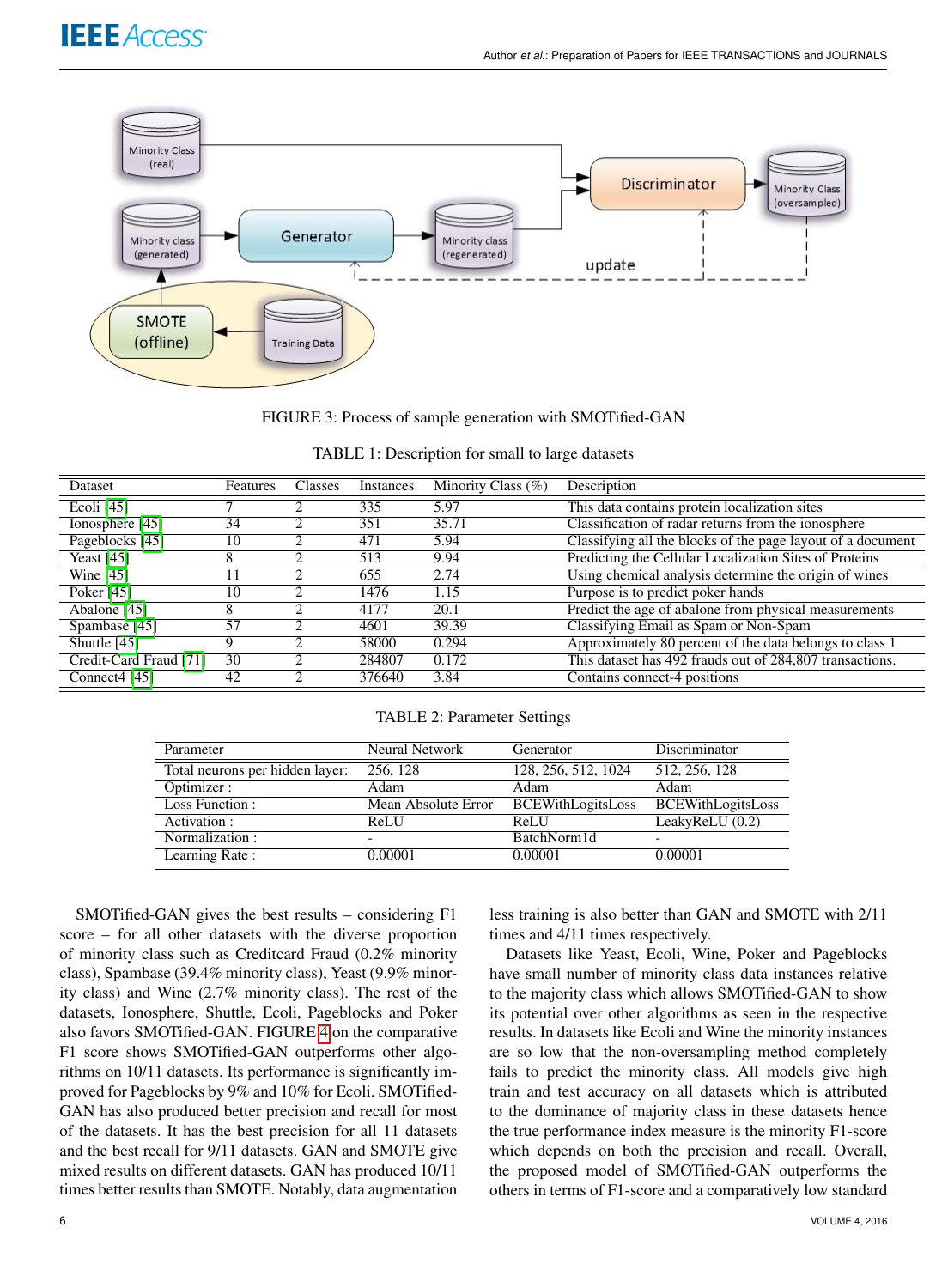FIGURE 3: Process of sample generation with SMOTified-GAN

TABLE 1: Description for small to large datasets

| Dataset | Features | Classes | Instances | Minority Class (%) | Description |
|---|---|---|---|---|---|
| Ecoli [45] | 7 | 2 | 335 | 5.97 | This data contains protein localization sites |
| Ionosphere [45] | 34 | 2 | 351 | 35.71 | Classification of radar returns from the ionosphere |
| Pageblocks [45] | 10 | 2 | 471 | 5.94 | Classifying all the blocks of the page layout of a document |
| Yeast [45] | 8 | 2 | 513 | 9.94 | Predicting the Cellular Localization Sites of Proteins |
| Wine [45] | 11 | 2 | 655 | 2.74 | Using chemical analysis determine the origin of wines |
| Poker [45] | 10 | 2 | 1476 | 1.15 | Purpose is to predict poker hands |
| Abalone [45] | 8 | 2 | 4177 | 20.1 | Predict the age of abalone from physical measurements |
| Spambase [45] | 57 | 2 | 4601 | 39.39 | Classifying Email as Spam or Non-Spam |
| Shuttle [45] | 9 | 2 | 58000 | 0.294 | Approximately 80 percent of the data belongs to class 1 |
| Credit-Card Fraud [71] | 30 | 2 | 284807 | 0.172 | This dataset has 492 frauds out of 284,807 transactions. |
| Connect4 [45] | 42 | 2 | 376640 | 3.84 | Contains connect-4 positions |

TABLE 2: Parameter Settings

| Parameter | Neural Network | Generator | Discriminator |
|---|---|---|---|
| Total neurons per hidden layer: | 256, 128 | 128, 256, 512, 1024 | 512, 256, 128 |
| Optimizer : | Adam | Adam | Adam |
| Loss Function : | Mean Absolute Error | BCEWithLogitsLoss | BCEWithLogitsLoss |
| Activation : | ReLU | ReLU | LeakyReLU (0.2) |
| Normalization : | - | BatchNorm1d | - |
| Learning Rate : | 0.00001 | 0.00001 | 0.00001 |

SMOTified-GAN gives the best results – considering F1 score – for all other datasets with the diverse proportion of minority class such as Creditcard Fraud (0.2% minority class), Spambase (39.4% minority class), Yeast (9.9% minority class) and Wine (2.7% minority class). The rest of the datasets, Ionosphere, Shuttle, Ecoli, Pageblocks and Poker also favors SMOTified-GAN. FIGURE 4 on the comparative F1 score shows SMOTified-GAN outperforms other algorithms on 10/11 datasets. Its performance is significantly improved for Pageblocks by 9% and 10% for Ecoli. SMOTified-GAN has also produced better precision and recall for most of the datasets. It has the best precision for all 11 datasets and the best recall for 9/11 datasets. GAN and SMOTE give mixed results on different datasets. GAN has produced 10/11 times better results than SMOTE. Notably, data augmentation less training is also better than GAN and SMOTE with 2/11 times and 4/11 times respectively.

Datasets like Yeast, Ecoli, Wine, Poker and Pageblocks have small number of minority class data instances relative to the majority class which allows SMOTified-GAN to show its potential over other algorithms as seen in the respective results. In datasets like Ecoli and Wine the minority instances are so low that the non-oversampling method completely fails to predict the minority class. All models give high train and test accuracy on all datasets which is attributed to the dominance of majority class in these datasets hence the true performance index measure is the minority F1-score which depends on both the precision and recall. Overall, the proposed model of SMOTified-GAN outperforms the others in terms of F1-score and a comparatively low standard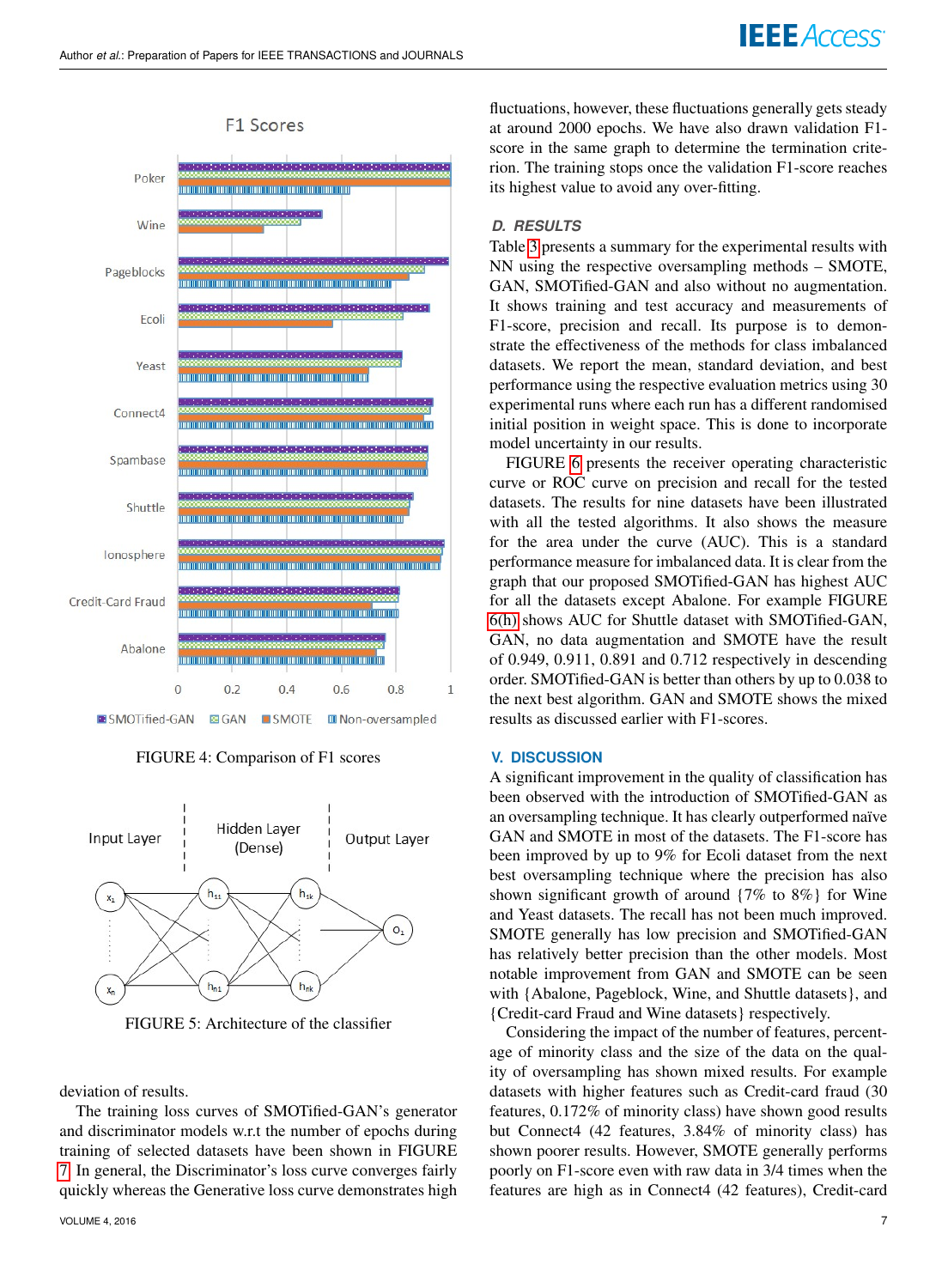FIGURE 4: Comparison of F1 scores

FIGURE 5: Architecture of the classifier

deviation of results.

The training loss curves of SMOTified-GAN's generator and discriminator models w.r.t the number of epochs during training of selected datasets have been shown in FIGURE 7. In general, the Discriminator's loss curve converges fairly quickly whereas the Generative loss curve demonstrates high fluctuations, however, these fluctuations generally gets steady at around 2000 epochs. We have also drawn validation F1-score in the same graph to determine the termination criterion. The training stops once the validation F1-score reaches its highest value to avoid any over-fitting.

### D. RESULTS

Table 3 presents a summary for the experimental results with NN using the respective oversampling methods – SMOTE, GAN, SMOTified-GAN and also without no augmentation. It shows training and test accuracy and measurements of F1-score, precision and recall. Its purpose is to demonstrate the effectiveness of the methods for class imbalanced datasets. We report the mean, standard deviation, and best performance using the respective evaluation metrics using 30 experimental runs where each run has a different randomised initial position in weight space. This is done to incorporate model uncertainty in our results.

FIGURE 6 presents the receiver operating characteristic curve or ROC curve on precision and recall for the tested datasets. The results for nine datasets have been illustrated with all the tested algorithms. It also shows the measure for the area under the curve (AUC). This is a standard performance measure for imbalanced data. It is clear from the graph that our proposed SMOTified-GAN has highest AUC for all the datasets except Abalone. For example FIGURE 6(h) shows AUC for Shuttle dataset with SMOTified-GAN, GAN, no data augmentation and SMOTE have the result of 0.949, 0.911, 0.891 and 0.712 respectively in descending order. SMOTified-GAN is better than others by up to 0.038 to the next best algorithm. GAN and SMOTE shows the mixed results as discussed earlier with F1-scores.

## V. DISCUSSION

A significant improvement in the quality of classification has been observed with the introduction of SMOTified-GAN as an oversampling technique. It has clearly outperformed naïve GAN and SMOTE in most of the datasets. The F1-score has been improved by up to 9% for Ecoli dataset from the next best oversampling technique where the precision has also shown significant growth of around {7% to 8%} for Wine and Yeast datasets. The recall has not been much improved. SMOTE generally has low precision and SMOTified-GAN has relatively better precision than the other models. Most notable improvement from GAN and SMOTE can be seen with {Abalone, Pageblock, Wine, and Shuttle datasets}, and {Credit-card Fraud and Wine datasets} respectively.

Considering the impact of the number of features, percentage of minority class and the size of the data on the quality of oversampling has shown mixed results. For example datasets with higher features such as Credit-card fraud (30 features, 0.172% of minority class) have shown good results but Connect4 (42 features, 3.84% of minority class) has shown poorer results. However, SMOTE generally performs poorly on F1-score even with raw data in 3/4 times when the features are high as in Connect4 (42 features), Credit-card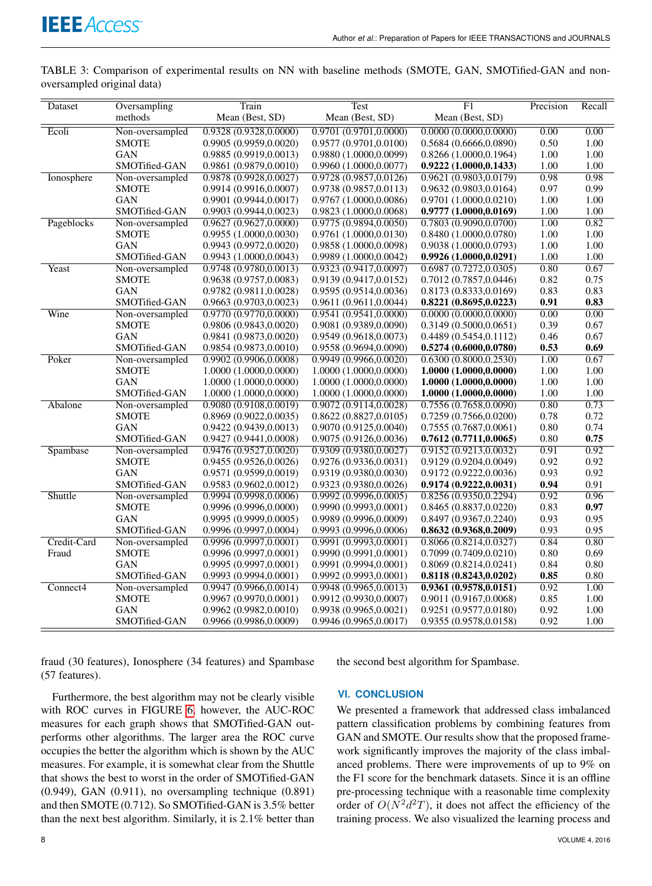TABLE 3: Comparison of experimental results on NN with baseline methods (SMOTE, GAN, SMOTified-GAN and non-oversampled original data)

| Dataset | Oversampling methods | Train Mean (Best, SD) | Test Mean (Best, SD) | F1 Mean (Best, SD) | Precision | Recall |
|---|---|---|---|---|---|---|
| Ecoli | Non-oversampled | 0.9328 (0.9328,0.0000) | 0.9701 (0.9701,0.0000) | 0.0000 (0.0000,0.0000) | 0.00 | 0.00 |
| | SMOTE | 0.9905 (0.9959,0.0020) | 0.9577 (0.9701,0.0100) | 0.5684 (0.6666,0.0890) | 0.50 | 1.00 |
| | GAN | 0.9885 (0.9919,0.0013) | 0.9880 (1.0000,0.0099) | 0.8266 (1.0000,0.1964) | 1.00 | 1.00 |
| | SMOTified-GAN | 0.9861 (0.9879,0.0010) | 0.9960 (1.0000,0.0077) | **0.9222 (1.0000,0.1433)** | 1.00 | 1.00 |
| Ionosphere | Non-oversampled | 0.9878 (0.9928,0.0027) | 0.9728 (0.9857,0.0126) | 0.9621 (0.9803,0.0179) | 0.98 | 0.98 |
| | SMOTE | 0.9914 (0.9916,0.0007) | 0.9738 (0.9857,0.0113) | 0.9632 (0.9803,0.0164) | 0.97 | 0.99 |
| | GAN | 0.9901 (0.9944,0.0017) | 0.9767 (1.0000,0.0086) | 0.9701 (1.0000,0.0210) | 1.00 | 1.00 |
| | SMOTified-GAN | 0.9903 (0.9944,0.0023) | 0.9823 (1.0000,0.0068) | **0.9777 (1.0000,0.0169)** | 1.00 | 1.00 |
| Pageblocks | Non-oversampled | 0.9627 (0.9627,0.0000) | 0.9775 (0.9894,0.0050) | 0.7803 (0.9090,0.0700) | 1.00 | 0.82 |
| | SMOTE | 0.9955 (1.0000,0.0030) | 0.9761 (1.0000,0.0130) | 0.8480 (1.0000,0.0780) | 1.00 | 1.00 |
| | GAN | 0.9943 (0.9972,0.0020) | 0.9858 (1.0000,0.0098) | 0.9038 (1.0000,0.0793) | 1.00 | 1.00 |
| | SMOTified-GAN | 0.9943 (1.0000,0.0043) | 0.9989 (1.0000,0.0042) | **0.9926 (1.0000,0.0291)** | 1.00 | 1.00 |
| Yeast | Non-oversampled | 0.9748 (0.9780,0.0013) | 0.9323 (0.9417,0.0097) | 0.6987 (0.7272,0.0305) | 0.80 | 0.67 |
| | SMOTE | 0.9638 (0.9757,0.0083) | 0.9139 (0.9417,0.0152) | 0.7012 (0.7857,0.0446) | 0.82 | 0.75 |
| | GAN | 0.9782 (0.9811,0.0028) | 0.9595 (0.9514,0.0036) | 0.8173 (0.8333,0.0169) | 0.83 | 0.83 |
| | SMOTified-GAN | 0.9663 (0.9703,0.0023) | 0.9611 (0.9611,0.0044) | **0.8221 (0.8695,0.0223)** | **0.91** | **0.83** |
| Wine | Non-oversampled | 0.9770 (0.9770,0.0000) | 0.9541 (0.9541,0.0000) | 0.0000 (0.0000,0.0000) | 0.00 | 0.00 |
| | SMOTE | 0.9806 (0.9843,0.0020) | 0.9081 (0.9389,0.0090) | 0.3149 (0.5000,0.0651) | 0.39 | 0.67 |
| | GAN | 0.9841 (0.9873,0.0020) | 0.9549 (0.9618,0.0073) | 0.4489 (0.5454,0.1112) | 0.46 | 0.67 |
| | SMOTified-GAN | 0.9854 (0.9873,0.0010) | 0.9558 (0.9694,0.0090) | **0.5274 (0.6000,0.0780)** | **0.53** | **0.69** |
| Poker | Non-oversampled | 0.9902 (0.9906,0.0008) | 0.9949 (0.9966,0.0020) | 0.6300 (0.8000,0.2530) | 1.00 | 0.67 |
| | SMOTE | 1.0000 (1.0000,0.0000) | 1.0000 (1.0000,0.0000) | **1.0000 (1.0000,0.0000)** | 1.00 | 1.00 |
| | GAN | 1.0000 (1.0000,0.0000) | 1.0000 (1.0000,0.0000) | **1.0000 (1.0000,0.0000)** | 1.00 | 1.00 |
| | SMOTified-GAN | 1.0000 (1.0000,0.0000) | 1.0000 (1.0000,0.0000) | **1.0000 (1.0000,0.0000)** | 1.00 | 1.00 |
| Abalone | Non-oversampled | 0.9080 (0.9108,0.0019) | 0.9072 (0.9114,0.0028) | 0.7556 (0.7658,0.0090) | 0.80 | 0.73 |
| | SMOTE | 0.8969 (0.9022,0.0035) | 0.8622 (0.8827,0.0105) | 0.7259 (0.7566,0.0200) | 0.78 | 0.72 |
| | GAN | 0.9422 (0.9439,0.0013) | 0.9070 (0.9125,0.0040) | 0.7555 (0.7687,0.0061) | 0.80 | 0.74 |
| | SMOTified-GAN | 0.9427 (0.9441,0.0008) | 0.9075 (0.9126,0.0036) | **0.7612 (0.7711,0.0065)** | 0.80 | **0.75** |
| Spambase | Non-oversampled | 0.9476 (0.9527,0.0020) | 0.9309 (0.9380,0.0027) | 0.9152 (0.9213,0.0032) | 0.91 | 0.92 |
| | SMOTE | 0.9455 (0.9526,0.0026) | 0.9276 (0.9336,0.0031) | 0.9129 (0.9204,0.0049) | 0.92 | 0.92 |
| | GAN | 0.9571 (0.9599,0.0019) | 0.9319 (0.9380,0.0030) | 0.9172 (0.9222,0.0036) | 0.93 | 0.92 |
| | SMOTified-GAN | 0.9583 (0.9602,0.0012) | 0.9323 (0.9380,0.0026) | **0.9174 (0.9222,0.0031)** | **0.94** | 0.91 |
| Shuttle | Non-oversampled | 0.9994 (0.9998,0.0006) | 0.9992 (0.9996,0.0005) | 0.8256 (0.9350,0.2294) | 0.92 | 0.96 |
| | SMOTE | 0.9996 (0.9996,0.0000) | 0.9990 (0.9993,0.0001) | 0.8465 (0.8837,0.0220) | 0.83 | **0.97** |
| | GAN | 0.9995 (0.9999,0.0005) | 0.9989 (0.9996,0.0009) | 0.8497 (0.9367,0.2240) | 0.93 | 0.95 |
| | SMOTified-GAN | 0.9996 (0.9997,0.0004) | 0.9993 (0.9996,0.0006) | **0.8632 (0.9368,0.2009)** | 0.93 | 0.95 |
| Credit-Card Fraud | Non-oversampled | 0.9996 (0.9997,0.0001) | 0.9991 (0.9993,0.0001) | 0.8066 (0.8214,0.0327) | 0.84 | 0.80 |
| | SMOTE | 0.9996 (0.9997,0.0001) | 0.9990 (0.9991,0.0001) | 0.7099 (0.7409,0.0210) | 0.80 | 0.69 |
| | GAN | 0.9995 (0.9997,0.0001) | 0.9991 (0.9994,0.0001) | 0.8069 (0.8214,0.0241) | 0.84 | 0.80 |
| | SMOTified-GAN | 0.9993 (0.9994,0.0001) | 0.9992 (0.9993,0.0001) | **0.8118 (0.8243,0.0202)** | **0.85** | 0.80 |
| Connect4 | Non-oversampled | 0.9947 (0.9966,0.0014) | 0.9948 (0.9965,0.0013) | **0.9361 (0.9578,0.0151)** | 0.92 | 1.00 |
| | SMOTE | 0.9967 (0.9970,0.0001) | 0.9912 (0.9930,0.0007) | 0.9011 (0.9167,0.0068) | 0.85 | 1.00 |
| | GAN | 0.9962 (0.9982,0.0010) | 0.9938 (0.9965,0.0021) | 0.9251 (0.9577,0.0180) | 0.92 | 1.00 |
| | SMOTified-GAN | 0.9966 (0.9986,0.0009) | 0.9946 (0.9965,0.0017) | 0.9355 (0.9578,0.0158) | 0.92 | 1.00 |

fraud (30 features), Ionosphere (34 features) and Spambase (57 features).

Furthermore, the best algorithm may not be clearly visible with ROC curves in FIGURE 6, however, the AUC-ROC measures for each graph shows that SMOTified-GAN outperforms other algorithms. The larger area the ROC curve occupies the better the algorithm which is shown by the AUC measures. For example, it is somewhat clear from the Shuttle that shows the best to worst in the order of SMOTified-GAN (0.949), GAN (0.911), no oversampling technique (0.891) and then SMOTE (0.712). So SMOTified-GAN is 3.5% better than the next best algorithm. Similarly, it is 2.1% better than the second best algorithm for Spambase.

## VI. CONCLUSION

We presented a framework that addressed class imbalanced pattern classification problems by combining features from GAN and SMOTE. Our results show that the proposed framework significantly improves the majority of the class imbalanced problems. There were improvements of up to 9% on the F1 score for the benchmark datasets. Since it is an offline pre-processing technique with a reasonable time complexity order of $O(N^2 d^2 T)$, it does not affect the efficiency of the training process. We also visualized the learning process and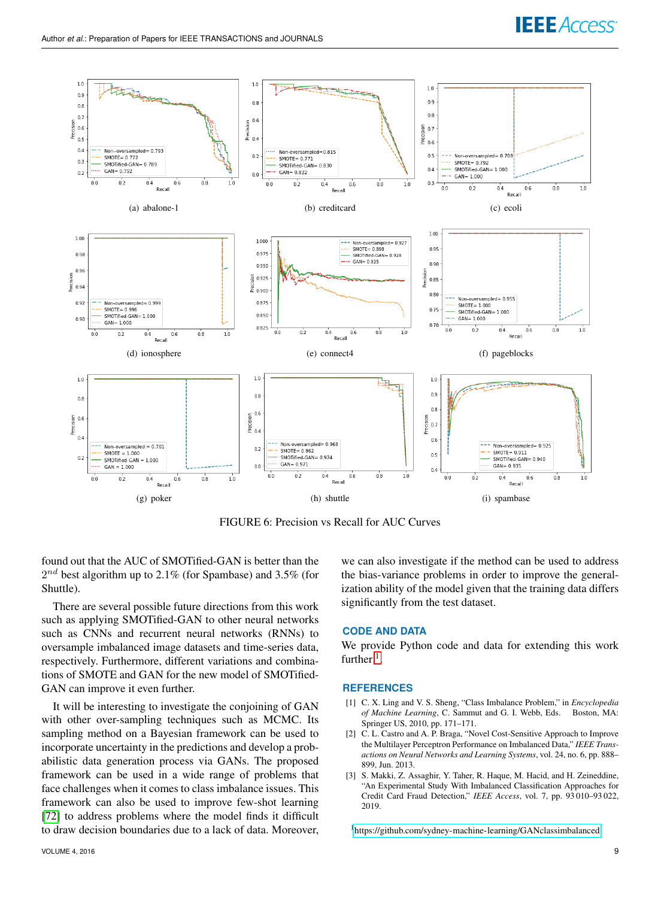(a) abalone-1

(b) creditcard

(c) ecoli

(d) ionosphere

(e) connect4

(f) pageblocks

(g) poker

(h) shuttle

(i) spambase

FIGURE 6: Precision vs Recall for AUC Curves

found out that the AUC of SMOTified-GAN is better than the $2^{nd}$ best algorithm up to 2.1% (for Spambase) and 3.5% (for Shuttle).

There are several possible future directions from this work such as applying SMOTified-GAN to other neural networks such as CNNs and recurrent neural networks (RNNs) to oversample imbalanced image datasets and time-series data, respectively. Furthermore, different variations and combinations of SMOTE and GAN for the new model of SMOTified-GAN can improve it even further.

It will be interesting to investigate the conjoining of GAN with other over-sampling techniques such as MCMC. Its sampling method on a Bayesian framework can be used to incorporate uncertainty in the predictions and develop a probabilistic data generation process via GANs. The proposed framework can be used in a wide range of problems that face challenges when it comes to class imbalance issues. This framework can also be used to improve few-shot learning [72] to address problems where the model finds it difficult to draw decision boundaries due to a lack of data. Moreover, we can also investigate if the method can be used to address the bias-variance problems in order to improve the generalization ability of the model given that the training data differs significantly from the test dataset.

## CODE AND DATA

We provide Python code and data for extending this work further[1].

## REFERENCES

[1] C. X. Ling and V. S. Sheng, "Class Imbalance Problem," in *Encyclopedia of Machine Learning*, C. Sammut and G. I. Webb, Eds. Boston, MA: Springer US, 2010, pp. 171–171.

[2] C. L. Castro and A. P. Braga, "Novel Cost-Sensitive Approach to Improve the Multilayer Perceptron Performance on Imbalanced Data," *IEEE Transactions on Neural Networks and Learning Systems*, vol. 24, no. 6, pp. 888–899, Jun. 2013.

[3] S. Makki, Z. Assaghir, Y. Taher, R. Haque, M. Hacid, and H. Zeineddine, "An Experimental Study With Imbalanced Classification Approaches for Credit Card Fraud Detection," *IEEE Access*, vol. 7, pp. 93 010–93 022, 2019.

[1] https://github.com/sydney-machine-learning/GANclassimbalanced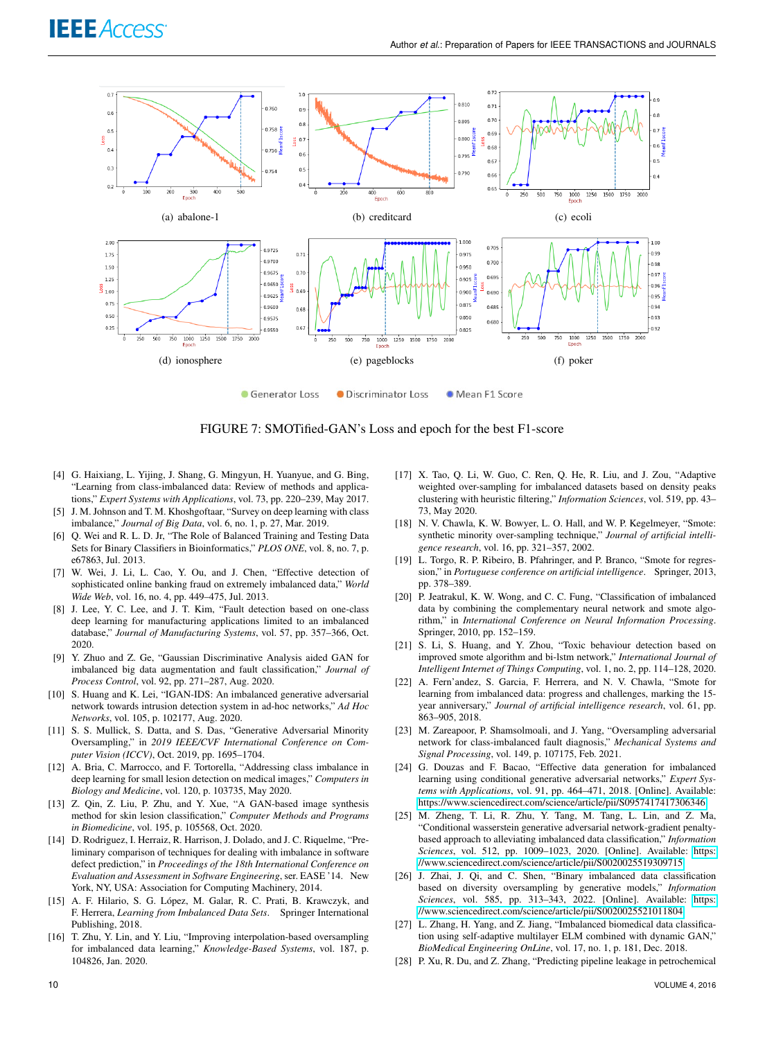(a) abalone-1

(b) creditcard

(c) ecoli

(d) ionosphere

(e) pageblocks

(f) poker

Generator Loss   Discriminator Loss   Mean F1 Score

FIGURE 7: SMOTified-GAN's Loss and epoch for the best F1-score

[4] G. Haixiang, L. Yijing, J. Shang, G. Mingyun, H. Yuanyue, and G. Bing, "Learning from class-imbalanced data: Review of methods and applications," *Expert Systems with Applications*, vol. 73, pp. 220–239, May 2017.

[5] J. M. Johnson and T. M. Khoshgoftaar, "Survey on deep learning with class imbalance," *Journal of Big Data*, vol. 6, no. 1, p. 27, Mar. 2019.

[6] Q. Wei and R. L. D. Jr, "The Role of Balanced Training and Testing Data Sets for Binary Classifiers in Bioinformatics," *PLOS ONE*, vol. 8, no. 7, p. e67863, Jul. 2013.

[7] W. Wei, J. Li, L. Cao, Y. Ou, and J. Chen, "Effective detection of sophisticated online banking fraud on extremely imbalanced data," *World Wide Web*, vol. 16, no. 4, pp. 449–475, Jul. 2013.

[8] J. Lee, Y. C. Lee, and J. T. Kim, "Fault detection based on one-class deep learning for manufacturing applications limited to an imbalanced database," *Journal of Manufacturing Systems*, vol. 57, pp. 357–366, Oct. 2020.

[9] Y. Zhuo and Z. Ge, "Gaussian Discriminative Analysis aided GAN for imbalanced big data augmentation and fault classification," *Journal of Process Control*, vol. 92, pp. 271–287, Aug. 2020.

[10] S. Huang and K. Lei, "IGAN-IDS: An imbalanced generative adversarial network towards intrusion detection system in ad-hoc networks," *Ad Hoc Networks*, vol. 105, p. 102177, Aug. 2020.

[11] S. S. Mullick, S. Datta, and S. Das, "Generative Adversarial Minority Oversampling," in *2019 IEEE/CVF International Conference on Computer Vision (ICCV)*, Oct. 2019, pp. 1695–1704.

[12] A. Bria, C. Marrocco, and F. Tortorella, "Addressing class imbalance in deep learning for small lesion detection on medical images," *Computers in Biology and Medicine*, vol. 120, p. 103735, May 2020.

[13] Z. Qin, Z. Liu, P. Zhu, and Y. Xue, "A GAN-based image synthesis method for skin lesion classification," *Computer Methods and Programs in Biomedicine*, vol. 195, p. 105568, Oct. 2020.

[14] D. Rodriguez, I. Herraiz, R. Harrison, J. Dolado, and J. C. Riquelme, "Preliminary comparison of techniques for dealing with imbalance in software defect prediction," in *Proceedings of the 18th International Conference on Evaluation and Assessment in Software Engineering*, ser. EASE '14. New York, NY, USA: Association for Computing Machinery, 2014.

[15] A. F. Hilario, S. G. López, M. Galar, R. C. Prati, B. Krawczyk, and F. Herrera, *Learning from Imbalanced Data Sets*. Springer International Publishing, 2018.

[16] T. Zhu, Y. Lin, and Y. Liu, "Improving interpolation-based oversampling for imbalanced data learning," *Knowledge-Based Systems*, vol. 187, p. 104826, Jan. 2020.

[17] X. Tao, Q. Li, W. Guo, C. Ren, Q. He, R. Liu, and J. Zou, "Adaptive weighted over-sampling for imbalanced datasets based on density peaks clustering with heuristic filtering," *Information Sciences*, vol. 519, pp. 43–73, May 2020.

[18] N. V. Chawla, K. W. Bowyer, L. O. Hall, and W. P. Kegelmeyer, "Smote: synthetic minority over-sampling technique," *Journal of artificial intelligence research*, vol. 16, pp. 321–357, 2002.

[19] L. Torgo, R. P. Ribeiro, B. Pfahringer, and P. Branco, "Smote for regression," in *Portuguese conference on artificial intelligence*. Springer, 2013, pp. 378–389.

[20] P. Jeatrakul, K. W. Wong, and C. C. Fung, "Classification of imbalanced data by combining the complementary neural network and smote algorithm," in *International Conference on Neural Information Processing*. Springer, 2010, pp. 152–159.

[21] S. Li, S. Huang, and Y. Zhou, "Toxic behaviour detection based on improved smote algorithm and bi-lstm network," *International Journal of Intelligent Internet of Things Computing*, vol. 1, no. 2, pp. 114–128, 2020.

[22] A. Fern'andez, S. Garcia, F. Herrera, and N. V. Chawla, "Smote for learning from imbalanced data: progress and challenges, marking the 15-year anniversary," *Journal of artificial intelligence research*, vol. 61, pp. 863–905, 2018.

[23] M. Zareapoor, P. Shamsolmoali, and J. Yang, "Oversampling adversarial network for class-imbalanced fault diagnosis," *Mechanical Systems and Signal Processing*, vol. 149, p. 107175, Feb. 2021.

[24] G. Douzas and F. Bacao, "Effective data generation for imbalanced learning using conditional generative adversarial networks," *Expert Systems with Applications*, vol. 91, pp. 464–471, 2018. [Online]. Available: https://www.sciencedirect.com/science/article/pii/S0957417417306346

[25] M. Zheng, T. Li, R. Zhu, Y. Tang, M. Tang, L. Lin, and Z. Ma, "Conditional wasserstein generative adversarial network-gradient penalty-based approach to alleviating imbalanced data classification," *Information Sciences*, vol. 512, pp. 1009–1023, 2020. [Online]. Available: https://www.sciencedirect.com/science/article/pii/S0020025519309715

[26] J. Zhai, J. Qi, and C. Shen, "Binary imbalanced data classification based on diversity oversampling by generative models," *Information Sciences*, vol. 585, pp. 313–343, 2022. [Online]. Available: https://www.sciencedirect.com/science/article/pii/S0020025521011804

[27] L. Zhang, H. Yang, and Z. Jiang, "Imbalanced biomedical data classification using self-adaptive multilayer ELM combined with dynamic GAN," *BioMedical Engineering OnLine*, vol. 17, no. 1, p. 181, Dec. 2018.

[28] P. Xu, R. Du, and Z. Zhang, "Predicting pipeline leakage in petrochemical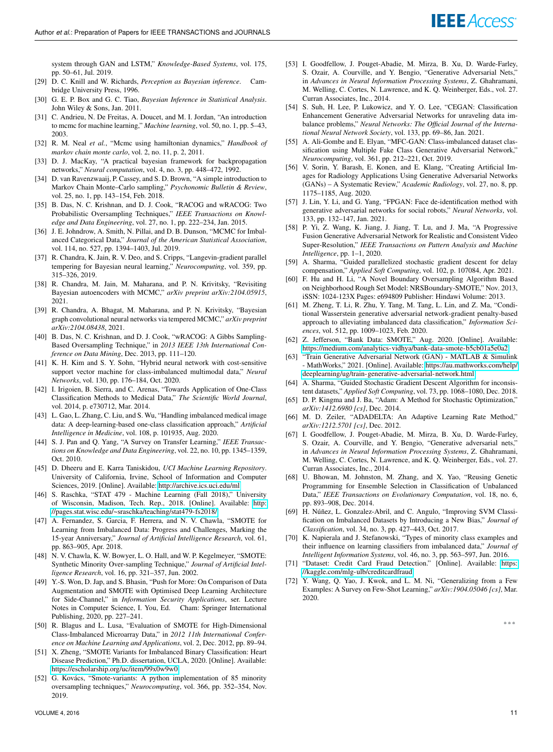system through GAN and LSTM," *Knowledge-Based Systems*, vol. 175, pp. 50–61, Jul. 2019.

[29] D. C. Knill and W. Richards, *Perception as Bayesian inference*. Cambridge University Press, 1996.

[30] G. E. P. Box and G. C. Tiao, *Bayesian Inference in Statistical Analysis*. John Wiley & Sons, Jan. 2011.

[31] C. Andrieu, N. De Freitas, A. Doucet, and M. I. Jordan, "An introduction to mcmc for machine learning," *Machine learning*, vol. 50, no. 1, pp. 5–43, 2003.

[32] R. M. Neal *et al.*, "Mcmc using hamiltonian dynamics," *Handbook of markov chain monte carlo*, vol. 2, no. 11, p. 2, 2011.

[33] D. J. MacKay, "A practical bayesian framework for backpropagation networks," *Neural computation*, vol. 4, no. 3, pp. 448–472, 1992.

[34] D. van Ravenzwaaij, P. Cassey, and S. D. Brown, "A simple introduction to Markov Chain Monte–Carlo sampling," *Psychonomic Bulletin & Review*, vol. 25, no. 1, pp. 143–154, Feb. 2018.

[35] B. Das, N. C. Krishnan, and D. J. Cook, "RACOG and wRACOG: Two Probabilistic Oversampling Techniques," *IEEE Transactions on Knowledge and Data Engineering*, vol. 27, no. 1, pp. 222–234, Jan. 2015.

[36] J. E. Johndrow, A. Smith, N. Pillai, and D. B. Dunson, "MCMC for Imbalanced Categorical Data," *Journal of the American Statistical Association*, vol. 114, no. 527, pp. 1394–1403, Jul. 2019.

[37] R. Chandra, K. Jain, R. V. Deo, and S. Cripps, "Langevin-gradient parallel tempering for Bayesian neural learning," *Neurocomputing*, vol. 359, pp. 315–326, 2019.

[38] R. Chandra, M. Jain, M. Maharana, and P. N. Krivitsky, "Revisiting Bayesian autoencoders with MCMC," *arXiv preprint arXiv:2104.05915*, 2021.

[39] R. Chandra, A. Bhagat, M. Maharana, and P. N. Krivitsky, "Bayesian graph convolutional neural networks via tempered MCMC," *arXiv preprint arXiv:2104.08438*, 2021.

[40] B. Das, N. C. Krishnan, and D. J. Cook, "wRACOG: A Gibbs Sampling-Based Oversampling Technique," in *2013 IEEE 13th International Conference on Data Mining*, Dec. 2013, pp. 111–120.

[41] K. H. Kim and S. Y. Sohn, "Hybrid neural network with cost-sensitive support vector machine for class-imbalanced multimodal data," *Neural Networks*, vol. 130, pp. 176–184, Oct. 2020.

[42] I. Irigoien, B. Sierra, and C. Arenas, "Towards Application of One-Class Classification Methods to Medical Data," *The Scientific World Journal*, vol. 2014, p. e730712, Mar. 2014.

[43] L. Gao, L. Zhang, C. Liu, and S. Wu, "Handling imbalanced medical image data: A deep-learning-based one-class classification approach," *Artificial Intelligence in Medicine*, vol. 108, p. 101935, Aug. 2020.

[44] S. J. Pan and Q. Yang, "A Survey on Transfer Learning," *IEEE Transactions on Knowledge and Data Engineering*, vol. 22, no. 10, pp. 1345–1359, Oct. 2010.

[45] D. Dheeru and E. Karra Taniskidou, *UCI Machine Learning Repository*. University of California, Irvine, School of Information and Computer Sciences, 2019. [Online]. Available: http://archive.ics.uci.edu/ml

[46] S. Raschka, "STAT 479 - Machine Learning (Fall 2018)," University of Wisconsin, Madison, Tech. Rep., 2018. [Online]. Available: http://pages.stat.wisc.edu/~sraschka/teaching/stat479-fs2018/

[47] A. Fernandez, S. Garcia, F. Herrera, and N. V. Chawla, "SMOTE for Learning from Imbalanced Data: Progress and Challenges, Marking the 15-year Anniversary," *Journal of Artificial Intelligence Research*, vol. 61, pp. 863–905, Apr. 2018.

[48] N. V. Chawla, K. W. Bowyer, L. O. Hall, and W. P. Kegelmeyer, "SMOTE: Synthetic Minority Over-sampling Technique," *Journal of Artificial Intelligence Research*, vol. 16, pp. 321–357, Jun. 2002.

[49] Y.-S. Won, D. Jap, and S. Bhasin, "Push for More: On Comparison of Data Augmentation and SMOTE with Optimised Deep Learning Architecture for Side-Channel," in *Information Security Applications*, ser. Lecture Notes in Computer Science, I. You, Ed. Cham: Springer International Publishing, 2020, pp. 227–241.

[50] R. Blagus and L. Lusa, "Evaluation of SMOTE for High-Dimensional Class-Imbalanced Microarray Data," in *2012 11th International Conference on Machine Learning and Applications*, vol. 2, Dec. 2012, pp. 89–94.

[51] X. Zheng, "SMOTE Variants for Imbalanced Binary Classification: Heart Disease Prediction," Ph.D. dissertation, UCLA, 2020. [Online]. Available: https://escholarship.org/uc/item/99x0w9w0

[52] G. Kovács, "Smote-variants: A python implementation of 85 minority oversampling techniques," *Neurocomputing*, vol. 366, pp. 352–354, Nov. 2019.

[53] I. Goodfellow, J. Pouget-Abadie, M. Mirza, B. Xu, D. Warde-Farley, S. Ozair, A. Courville, and Y. Bengio, "Generative Adversarial Nets," in *Advances in Neural Information Processing Systems*, Z. Ghahramani, M. Welling, C. Cortes, N. Lawrence, and K. Q. Weinberger, Eds., vol. 27. Curran Associates, Inc., 2014.

[54] S. Suh, H. Lee, P. Lukowicz, and Y. O. Lee, "CEGAN: Classification Enhancement Generative Adversarial Networks for unraveling data imbalance problems," *Neural Networks: The Official Journal of the International Neural Network Society*, vol. 133, pp. 69–86, Jan. 2021.

[55] A. Ali-Gombe and E. Elyan, "MFC-GAN: Class-imbalanced dataset classification using Multiple Fake Class Generative Adversarial Network," *Neurocomputing*, vol. 361, pp. 212–221, Oct. 2019.

[56] V. Sorin, Y. Barash, E. Konen, and E. Klang, "Creating Artificial Images for Radiology Applications Using Generative Adversarial Networks (GANs) – A Systematic Review," *Academic Radiology*, vol. 27, no. 8, pp. 1175–1185, Aug. 2020.

[57] J. Lin, Y. Li, and G. Yang, "FPGAN: Face de-identification method with generative adversarial networks for social robots," *Neural Networks*, vol. 133, pp. 132–147, Jan. 2021.

[58] P. Yi, Z. Wang, K. Jiang, J. Jiang, T. Lu, and J. Ma, "A Progressive Fusion Generative Adversarial Network for Realistic and Consistent Video Super-Resolution," *IEEE Transactions on Pattern Analysis and Machine Intelligence*, pp. 1–1, 2020.

[59] A. Sharma, "Guided parallelized stochastic gradient descent for delay compensation," *Applied Soft Computing*, vol. 102, p. 107084, Apr. 2021.

[60] F. Hu and H. Li, "A Novel Boundary Oversampling Algorithm Based on Neighborhood Rough Set Model: NRSBoundary-SMOTE," Nov. 2013, iSSN: 1024-123X Pages: e694809 Publisher: Hindawi Volume: 2013.

[61] M. Zheng, T. Li, R. Zhu, Y. Tang, M. Tang, L. Lin, and Z. Ma, "Conditional Wasserstein generative adversarial network-gradient penalty-based approach to alleviating imbalanced data classification," *Information Sciences*, vol. 512, pp. 1009–1023, Feb. 2020.

[62] Z. Jefferson, "Bank Data: SMOTE," Aug. 2020. [Online]. Available: https://medium.com/analytics-vidhya/bank-data-smote-b5cb01a5e0a2

[63] "Train Generative Adversarial Network (GAN) - MATLAB & Simulink - MathWorks," 2021. [Online]. Available: https://au.mathworks.com/help/deeplearning/ug/train-generative-adversarial-network.html

[64] A. Sharma, "Guided Stochastic Gradient Descent Algorithm for inconsistent datasets," *Applied Soft Computing*, vol. 73, pp. 1068–1080, Dec. 2018.

[65] D. P. Kingma and J. Ba, "Adam: A Method for Stochastic Optimization," *arXiv:1412.6980 [cs]*, Dec. 2014.

[66] M. D. Zeiler, "ADADELTA: An Adaptive Learning Rate Method," *arXiv:1212.5701 [cs]*, Dec. 2012.

[67] I. Goodfellow, J. Pouget-Abadie, M. Mirza, B. Xu, D. Warde-Farley, S. Ozair, A. Courville, and Y. Bengio, "Generative adversarial nets," in *Advances in Neural Information Processing Systems*, Z. Ghahramani, M. Welling, C. Cortes, N. Lawrence, and K. Q. Weinberger, Eds., vol. 27. Curran Associates, Inc., 2014.

[68] U. Bhowan, M. Johnston, M. Zhang, and X. Yao, "Reusing Genetic Programming for Ensemble Selection in Classification of Unbalanced Data," *IEEE Transactions on Evolutionary Computation*, vol. 18, no. 6, pp. 893–908, Dec. 2014.

[69] H. Núñez, L. Gonzalez-Abril, and C. Angulo, "Improving SVM Classification on Imbalanced Datasets by Introducing a New Bias," *Journal of Classification*, vol. 34, no. 3, pp. 427–443, Oct. 2017.

[70] K. Napierala and J. Stefanowski, "Types of minority class examples and their influence on learning classifiers from imbalanced data," *Journal of Intelligent Information Systems*, vol. 46, no. 3, pp. 563–597, Jun. 2016.

[71] "Dataset: Credit Card Fraud Detection." [Online]. Available: https://kaggle.com/mlg-ulb/creditcardfraud

[72] Y. Wang, Q. Yao, J. Kwok, and L. M. Ni, "Generalizing from a Few Examples: A Survey on Few-Shot Learning," *arXiv:1904.05046 [cs]*, Mar. 2020.